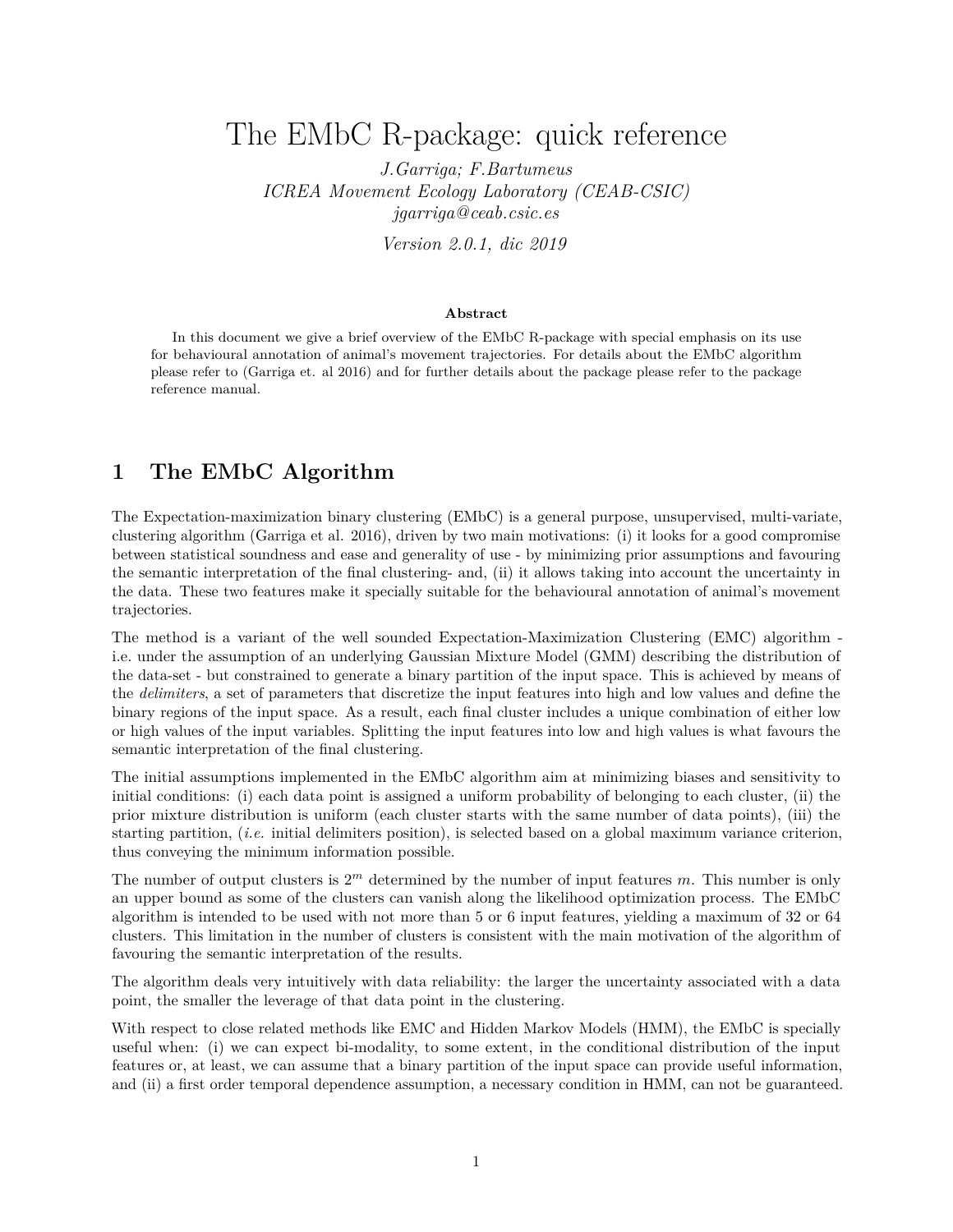# The EMbC R-package: quick reference

*J.Garriga; F.Bartumeus*
*ICREA Movement Ecology Laboratory (CEAB-CSIC)*
*jgarriga@ceab.csic.es*

*Version 2.0.1, dic 2019*

**Abstract**

In this document we give a brief overview of the EMbC R-package with special emphasis on its use for behavioural annotation of animal's movement trajectories. For details about the EMbC algorithm please refer to (Garriga et. al 2016) and for further details about the package please refer to the package reference manual.

## 1 The EMbC Algorithm

The Expectation-maximization binary clustering (EMbC) is a general purpose, unsupervised, multi-variate, clustering algorithm (Garriga et al. 2016), driven by two main motivations: (i) it looks for a good compromise between statistical soundness and ease and generality of use - by minimizing prior assumptions and favouring the semantic interpretation of the final clustering- and, (ii) it allows taking into account the uncertainty in the data. These two features make it specially suitable for the behavioural annotation of animal's movement trajectories.

The method is a variant of the well sounded Expectation-Maximization Clustering (EMC) algorithm - i.e. under the assumption of an underlying Gaussian Mixture Model (GMM) describing the distribution of the data-set - but constrained to generate a binary partition of the input space. This is achieved by means of the *delimiters*, a set of parameters that discretize the input features into high and low values and define the binary regions of the input space. As a result, each final cluster includes a unique combination of either low or high values of the input variables. Splitting the input features into low and high values is what favours the semantic interpretation of the final clustering.

The initial assumptions implemented in the EMbC algorithm aim at minimizing biases and sensitivity to initial conditions: (i) each data point is assigned a uniform probability of belonging to each cluster, (ii) the prior mixture distribution is uniform (each cluster starts with the same number of data points), (iii) the starting partition, (*i.e.* initial delimiters position), is selected based on a global maximum variance criterion, thus conveying the minimum information possible.

The number of output clusters is $2^m$ determined by the number of input features $m$. This number is only an upper bound as some of the clusters can vanish along the likelihood optimization process. The EMbC algorithm is intended to be used with not more than 5 or 6 input features, yielding a maximum of 32 or 64 clusters. This limitation in the number of clusters is consistent with the main motivation of the algorithm of favouring the semantic interpretation of the results.

The algorithm deals very intuitively with data reliability: the larger the uncertainty associated with a data point, the smaller the leverage of that data point in the clustering.

With respect to close related methods like EMC and Hidden Markov Models (HMM), the EMbC is specially useful when: (i) we can expect bi-modality, to some extent, in the conditional distribution of the input features or, at least, we can assume that a binary partition of the input space can provide useful information, and (ii) a first order temporal dependence assumption, a necessary condition in HMM, can not be guaranteed.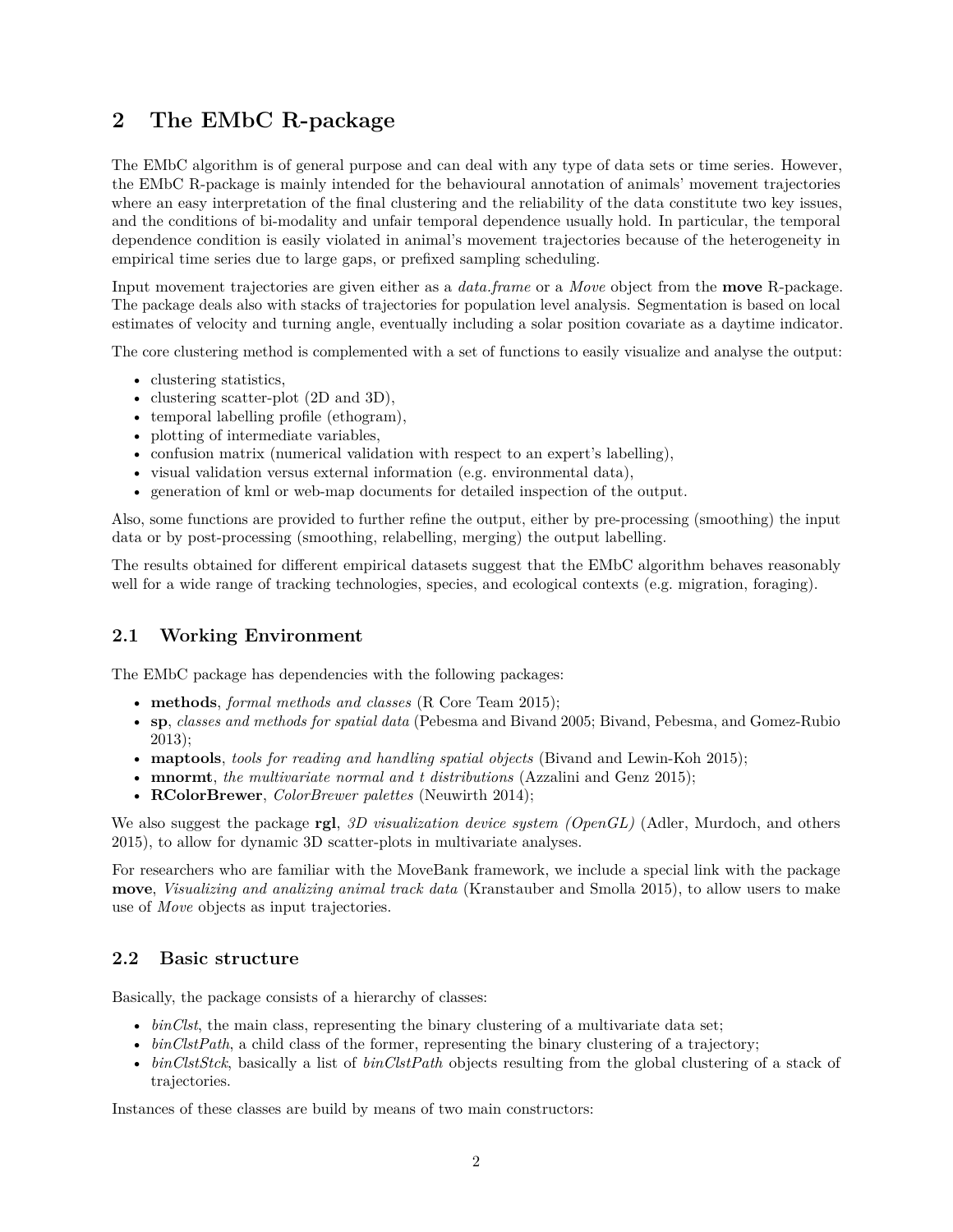# 2 The EMbC R-package

The EMbC algorithm is of general purpose and can deal with any type of data sets or time series. However, the EMbC R-package is mainly intended for the behavioural annotation of animals' movement trajectories where an easy interpretation of the final clustering and the reliability of the data constitute two key issues, and the conditions of bi-modality and unfair temporal dependence usually hold. In particular, the temporal dependence condition is easily violated in animal's movement trajectories because of the heterogeneity in empirical time series due to large gaps, or prefixed sampling scheduling.

Input movement trajectories are given either as a *data.frame* or a *Move* object from the **move** R-package. The package deals also with stacks of trajectories for population level analysis. Segmentation is based on local estimates of velocity and turning angle, eventually including a solar position covariate as a daytime indicator.

The core clustering method is complemented with a set of functions to easily visualize and analyse the output:

- clustering statistics,
- clustering scatter-plot (2D and 3D),
- temporal labelling profile (ethogram),
- plotting of intermediate variables,
- confusion matrix (numerical validation with respect to an expert's labelling),
- visual validation versus external information (e.g. environmental data),
- generation of kml or web-map documents for detailed inspection of the output.

Also, some functions are provided to further refine the output, either by pre-processing (smoothing) the input data or by post-processing (smoothing, relabelling, merging) the output labelling.

The results obtained for different empirical datasets suggest that the EMbC algorithm behaves reasonably well for a wide range of tracking technologies, species, and ecological contexts (e.g. migration, foraging).

## 2.1 Working Environment

The EMbC package has dependencies with the following packages:

- **methods**, *formal methods and classes* (R Core Team 2015);
- **sp**, *classes and methods for spatial data* (Pebesma and Bivand 2005; Bivand, Pebesma, and Gomez-Rubio 2013);
- **maptools**, *tools for reading and handling spatial objects* (Bivand and Lewin-Koh 2015);
- **mnormt**, *the multivariate normal and t distributions* (Azzalini and Genz 2015);
- **RColorBrewer**, *ColorBrewer palettes* (Neuwirth 2014);

We also suggest the package **rgl**, *3D visualization device system (OpenGL)* (Adler, Murdoch, and others 2015), to allow for dynamic 3D scatter-plots in multivariate analyses.

For researchers who are familiar with the MoveBank framework, we include a special link with the package **move**, *Visualizing and analizing animal track data* (Kranstauber and Smolla 2015), to allow users to make use of *Move* objects as input trajectories.

## 2.2 Basic structure

Basically, the package consists of a hierarchy of classes:

- *binClst*, the main class, representing the binary clustering of a multivariate data set;
- *binClstPath*, a child class of the former, representing the binary clustering of a trajectory;
- *binClstStck*, basically a list of *binClstPath* objects resulting from the global clustering of a stack of trajectories.

Instances of these classes are build by means of two main constructors: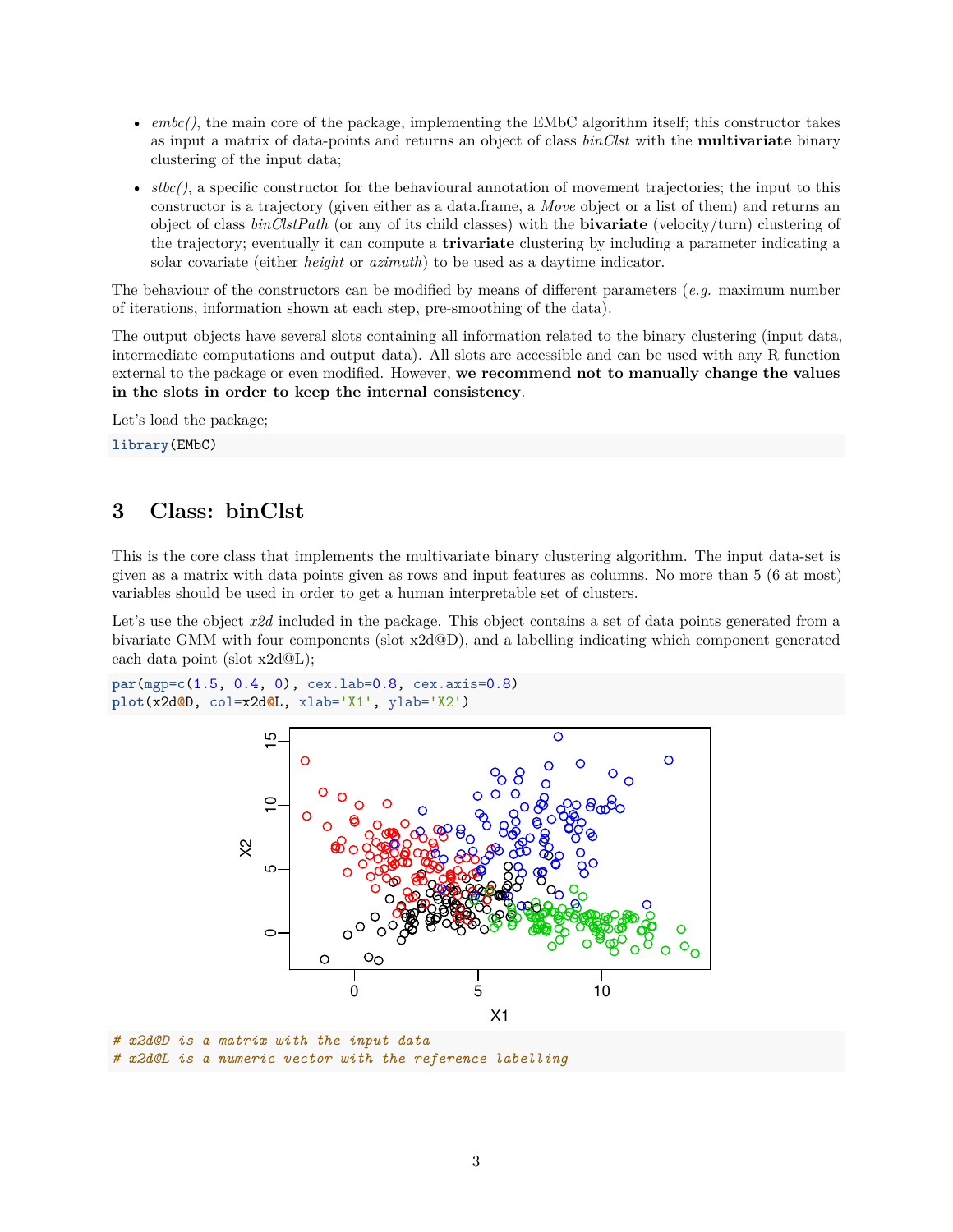- *embc()*, the main core of the package, implementing the EMbC algorithm itself; this constructor takes as input a matrix of data-points and returns an object of class *binClst* with the **multivariate** binary clustering of the input data;
- *stbc()*, a specific constructor for the behavioural annotation of movement trajectories; the input to this constructor is a trajectory (given either as a data.frame, a *Move* object or a list of them) and returns an object of class *binClstPath* (or any of its child classes) with the **bivariate** (velocity/turn) clustering of the trajectory; eventually it can compute a **trivariate** clustering by including a parameter indicating a solar covariate (either *height* or *azimuth*) to be used as a daytime indicator.

The behaviour of the constructors can be modified by means of different parameters (*e.g.* maximum number of iterations, information shown at each step, pre-smoothing of the data).

The output objects have several slots containing all information related to the binary clustering (input data, intermediate computations and output data). All slots are accessible and can be used with any R function external to the package or even modified. However, **we recommend not to manually change the values in the slots in order to keep the internal consistency**.

Let's load the package;

```
library(EMbC)
```

## 3 Class: binClst

This is the core class that implements the multivariate binary clustering algorithm. The input data-set is given as a matrix with data points given as rows and input features as columns. No more than 5 (6 at most) variables should be used in order to get a human interpretable set of clusters.

Let's use the object *x2d* included in the package. This object contains a set of data points generated from a bivariate GMM with four components (slot x2d@D), and a labelling indicating which component generated each data point (slot x2d@L);

```
par(mgp=c(1.5, 0.4, 0), cex.lab=0.8, cex.axis=0.8)
plot(x2d@D, col=x2d@L, xlab='X1', ylab='X2')
```

```
# x2d@D is a matrix with the input data
# x2d@L is a numeric vector with the reference labelling
```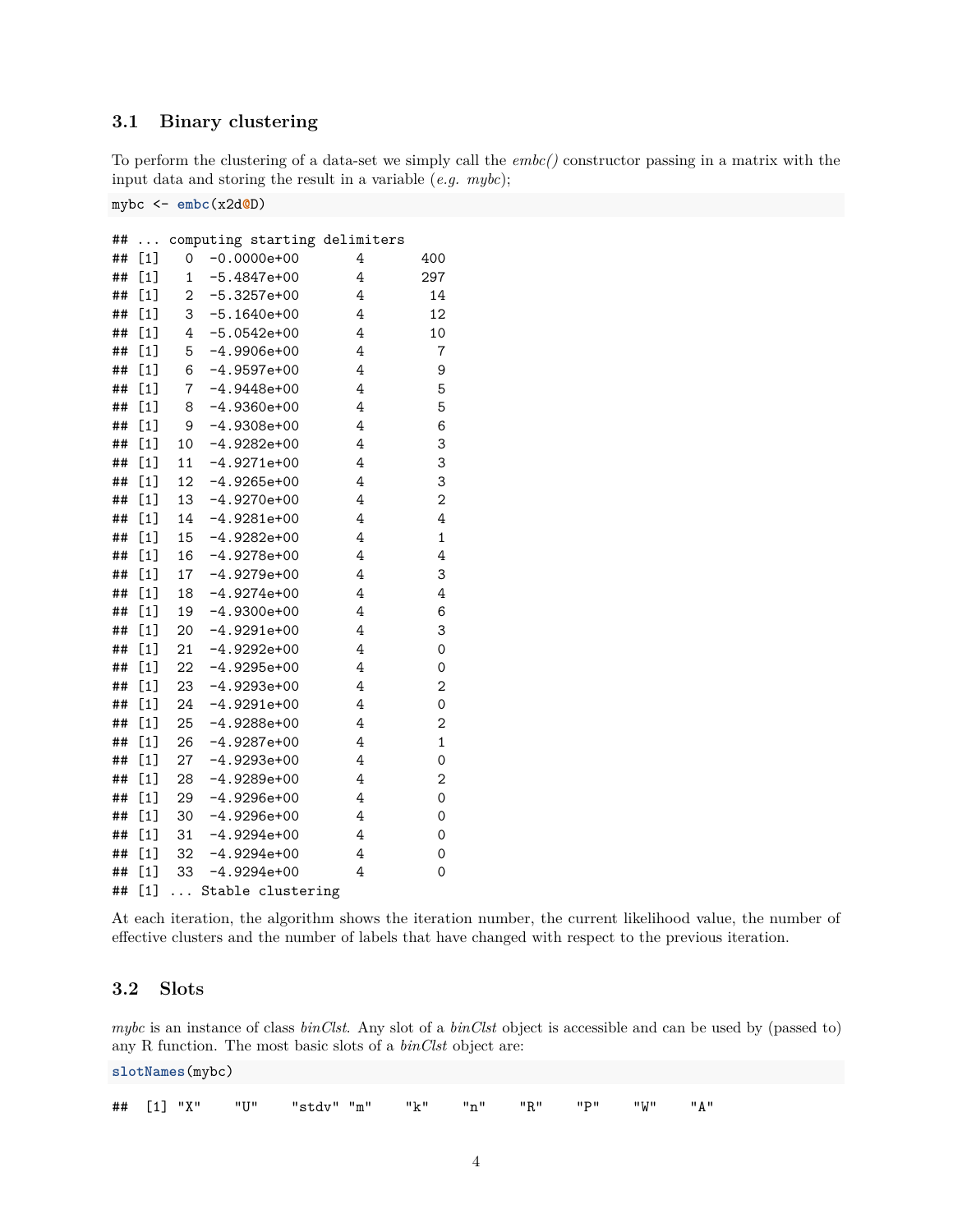## 3.1 Binary clustering

To perform the clustering of a data-set we simply call the *embc()* constructor passing in a matrix with the input data and storing the result in a variable (*e.g. mybc*);

```
mybc <- embc(x2d@D)
```

```
## ... computing starting delimiters
## [1]   0  -0.0000e+00       4       400
## [1]   1  -5.4847e+00       4       297
## [1]   2  -5.3257e+00       4        14
## [1]   3  -5.1640e+00       4        12
## [1]   4  -5.0542e+00       4        10
## [1]   5  -4.9906e+00       4         7
## [1]   6  -4.9597e+00       4         9
## [1]   7  -4.9448e+00       4         5
## [1]   8  -4.9360e+00       4         5
## [1]   9  -4.9308e+00       4         6
## [1]  10  -4.9282e+00       4         3
## [1]  11  -4.9271e+00       4         3
## [1]  12  -4.9265e+00       4         3
## [1]  13  -4.9270e+00       4         2
## [1]  14  -4.9281e+00       4         4
## [1]  15  -4.9282e+00       4         1
## [1]  16  -4.9278e+00       4         4
## [1]  17  -4.9279e+00       4         3
## [1]  18  -4.9274e+00       4         4
## [1]  19  -4.9300e+00       4         6
## [1]  20  -4.9291e+00       4         3
## [1]  21  -4.9292e+00       4         0
## [1]  22  -4.9295e+00       4         0
## [1]  23  -4.9293e+00       4         2
## [1]  24  -4.9291e+00       4         0
## [1]  25  -4.9288e+00       4         2
## [1]  26  -4.9287e+00       4         1
## [1]  27  -4.9293e+00       4         0
## [1]  28  -4.9289e+00       4         2
## [1]  29  -4.9296e+00       4         0
## [1]  30  -4.9296e+00       4         0
## [1]  31  -4.9294e+00       4         0
## [1]  32  -4.9294e+00       4         0
## [1]  33  -4.9294e+00       4         0
## [1] ... Stable clustering
```

At each iteration, the algorithm shows the iteration number, the current likelihood value, the number of effective clusters and the number of labels that have changed with respect to the previous iteration.

## 3.2 Slots

*mybc* is an instance of class *binClst*. Any slot of a *binClst* object is accessible and can be used by (passed to) any R function. The most basic slots of a *binClst* object are:

```
slotNames(mybc)
```

```
##  [1] "X"    "U"    "stdv" "m"    "k"    "n"    "R"    "P"    "W"    "A"
```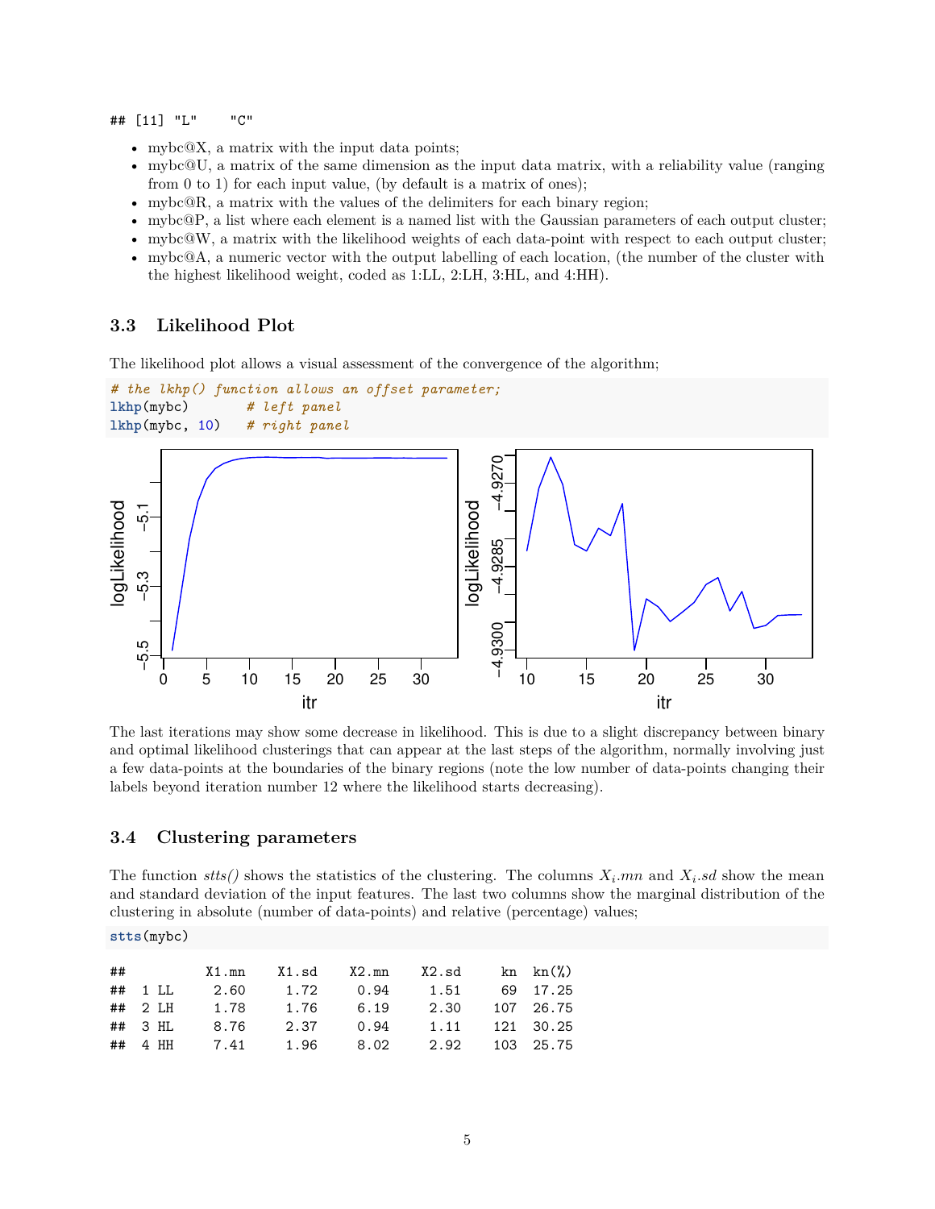```
## [11] "L"    "C"
```

- mybc@X, a matrix with the input data points;
- mybc@U, a matrix of the same dimension as the input data matrix, with a reliability value (ranging from 0 to 1) for each input value, (by default is a matrix of ones);
- mybc@R, a matrix with the values of the delimiters for each binary region;
- mybc@P, a list where each element is a named list with the Gaussian parameters of each output cluster;
- mybc@W, a matrix with the likelihood weights of each data-point with respect to each output cluster;
- mybc@A, a numeric vector with the output labelling of each location, (the number of the cluster with the highest likelihood weight, coded as 1:LL, 2:LH, 3:HL, and 4:HH).

### 3.3 Likelihood Plot

The likelihood plot allows a visual assessment of the convergence of the algorithm;

```
# the lkhp() function allows an offset parameter;
lkhp(mybc)       # left panel
lkhp(mybc, 10)   # right panel
```

The last iterations may show some decrease in likelihood. This is due to a slight discrepancy between binary and optimal likelihood clusterings that can appear at the last steps of the algorithm, normally involving just a few data-points at the boundaries of the binary regions (note the low number of data-points changing their labels beyond iteration number 12 where the likelihood starts decreasing).

### 3.4 Clustering parameters

The function *stts()* shows the statistics of the clustering. The columns $X_i.mn$ and $X_i.sd$ show the mean and standard deviation of the input features. The last two columns show the marginal distribution of the clustering in absolute (number of data-points) and relative (percentage) values;

```
stts(mybc)
```

```
##          X1.mn    X1.sd    X2.mn    X2.sd     kn   kn(%)
##   1 LL    2.60     1.72     0.94     1.51     69   17.25
##   2 LH    1.78     1.76     6.19     2.30    107   26.75
##   3 HL    8.76     2.37     0.94     1.11    121   30.25
##   4 HH    7.41     1.96     8.02     2.92    103   25.75
```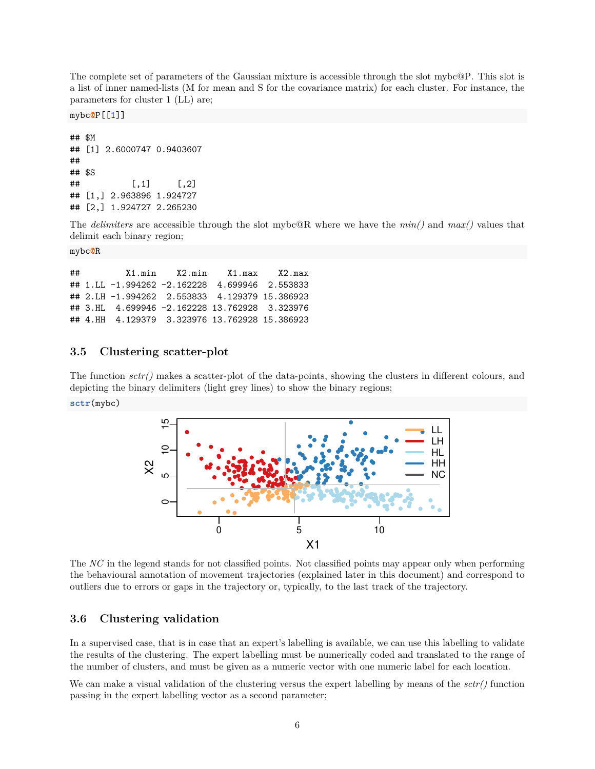The complete set of parameters of the Gaussian mixture is accessible through the slot mybc@P. This slot is a list of inner named-lists (M for mean and S for the covariance matrix) for each cluster. For instance, the parameters for cluster 1 (LL) are;

```
mybc@P[[1]]
```

```
## $M
## [1] 2.6000747 0.9403607
##
## $S
##          [,1]     [,2]
## [1,] 2.963896 1.924727
## [2,] 1.924727 2.265230
```

The *delimiters* are accessible through the slot mybc@R where we have the *min()* and *max()* values that delimit each binary region;

```
mybc@R
```

```
##         X1.min    X2.min    X1.max    X2.max
## 1.LL -1.994262 -2.162228  4.699946  2.553833
## 2.LH -1.994262  2.553833  4.129379 15.386923
## 3.HL  4.699946 -2.162228 13.762928  3.323976
## 4.HH  4.129379  3.323976 13.762928 15.386923
```

### 3.5 Clustering scatter-plot

The function *sctr()* makes a scatter-plot of the data-points, showing the clusters in different colours, and depicting the binary delimiters (light grey lines) to show the binary regions;

```
sctr(mybc)
```

The *NC* in the legend stands for not classified points. Not classified points may appear only when performing the behavioural annotation of movement trajectories (explained later in this document) and correspond to outliers due to errors or gaps in the trajectory or, typically, to the last track of the trajectory.

### 3.6 Clustering validation

In a supervised case, that is in case that an expert's labelling is available, we can use this labelling to validate the results of the clustering. The expert labelling must be numerically coded and translated to the range of the number of clusters, and must be given as a numeric vector with one numeric label for each location.

We can make a visual validation of the clustering versus the expert labelling by means of the *sctr()* function passing in the expert labelling vector as a second parameter;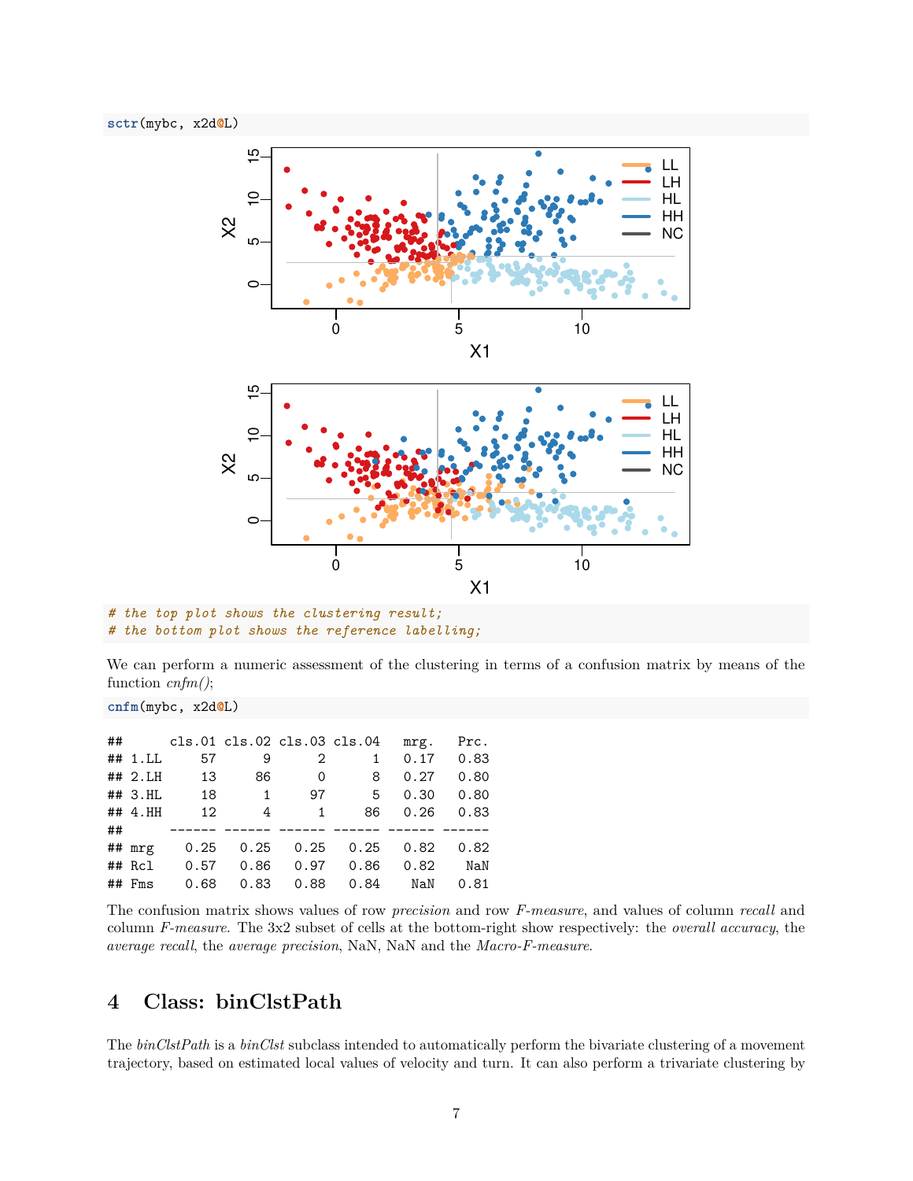```r
sctr(mybc, x2d@L)
```

```r
# the top plot shows the clustering result;
# the bottom plot shows the reference labelling;
```

We can perform a numeric assessment of the clustering in terms of a confusion matrix by means of the function *cnfm()*;

```r
cnfm(mybc, x2d@L)
```

```
##      cls.01 cls.02 cls.03 cls.04   mrg.   Prc.
## 1.LL     57      9      2      1   0.17   0.83
## 2.LH     13     86      0      8   0.27   0.80
## 3.HL     18      1     97      5   0.30   0.80
## 4.HH     12      4      1     86   0.26   0.83
##      ------ ------ ------ ------ ------ ------
## mrg    0.25   0.25   0.25   0.25   0.82   0.82
## Rcl    0.57   0.86   0.97   0.86   0.82    NaN
## Fms    0.68   0.83   0.88   0.84    NaN   0.81
```

The confusion matrix shows values of row *precision* and row *F-measure*, and values of column *recall* and column *F-measure*. The 3x2 subset of cells at the bottom-right show respectively: the *overall accuracy*, the *average recall*, the *average precision*, NaN, NaN and the *Macro-F-measure*.

# 4 Class: binClstPath

The *binClstPath* is a *binClst* subclass intended to automatically perform the bivariate clustering of a movement trajectory, based on estimated local values of velocity and turn. It can also perform a trivariate clustering by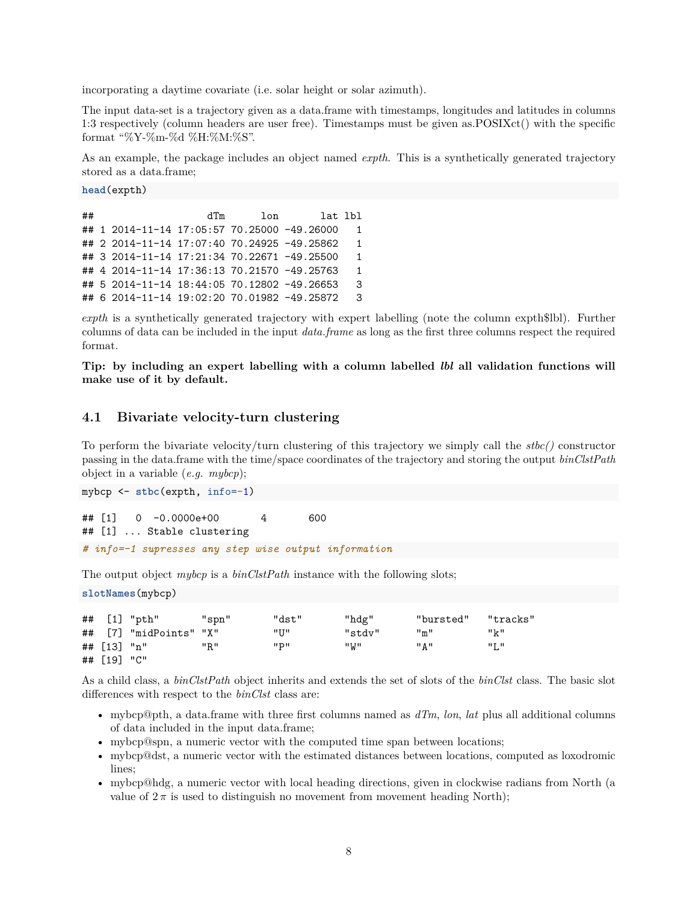incorporating a daytime covariate (i.e. solar height or solar azimuth).

The input data-set is a trajectory given as a data.frame with timestamps, longitudes and latitudes in columns 1:3 respectively (column headers are user free). Timestamps must be given as.POSIXct() with the specific format "%Y-%m-%d %H:%M:%S".

As an example, the package includes an object named *expth*. This is a synthetically generated trajectory stored as a data.frame;

```
head(expth)
```

```
##                   dTm      lon       lat lbl
## 1 2014-11-14 17:05:57 70.25000 -49.26000   1
## 2 2014-11-14 17:07:40 70.24925 -49.25862   1
## 3 2014-11-14 17:21:34 70.22671 -49.25500   1
## 4 2014-11-14 17:36:13 70.21570 -49.25763   1
## 5 2014-11-14 18:44:05 70.12802 -49.26653   3
## 6 2014-11-14 19:02:20 70.01982 -49.25872   3
```

*expth* is a synthetically generated trajectory with expert labelling (note the column expth$lbl). Further columns of data can be included in the input *data.frame* as long as the first three columns respect the required format.

**Tip: by including an expert labelling with a column labelled *lbl* all validation functions will make use of it by default.**

## 4.1 Bivariate velocity-turn clustering

To perform the bivariate velocity/turn clustering of this trajectory we simply call the *stbc()* constructor passing in the data.frame with the time/space coordinates of the trajectory and storing the output *binClstPath* object in a variable (*e.g. mybcp*);

```
mybcp <- stbc(expth, info=-1)
```

```
## [1]   0  -0.0000e+00       4       600
## [1] ... Stable clustering
```

```
# info=-1 supresses any step wise output information
```

The output object *mybcp* is a *binClstPath* instance with the following slots;

```
slotNames(mybcp)
```

```
##  [1] "pth"       "spn"       "dst"       "hdg"       "bursted"   "tracks"
##  [7] "midPoints" "X"         "U"         "stdv"      "m"         "k"
## [13] "n"         "R"         "P"         "W"         "A"         "L"
## [19] "C"
```

As a child class, a *binClstPath* object inherits and extends the set of slots of the *binClst* class. The basic slot differences with respect to the *binClst* class are:

- mybcp@pth, a data.frame with three first columns named as *dTm*, *lon*, *lat* plus all additional columns of data included in the input data.frame;
- mybcp@spn, a numeric vector with the computed time span between locations;
- mybcp@dst, a numeric vector with the estimated distances between locations, computed as loxodromic lines;
- mybcp@hdg, a numeric vector with local heading directions, given in clockwise radians from North (a value of $2\pi$ is used to distinguish no movement from movement heading North);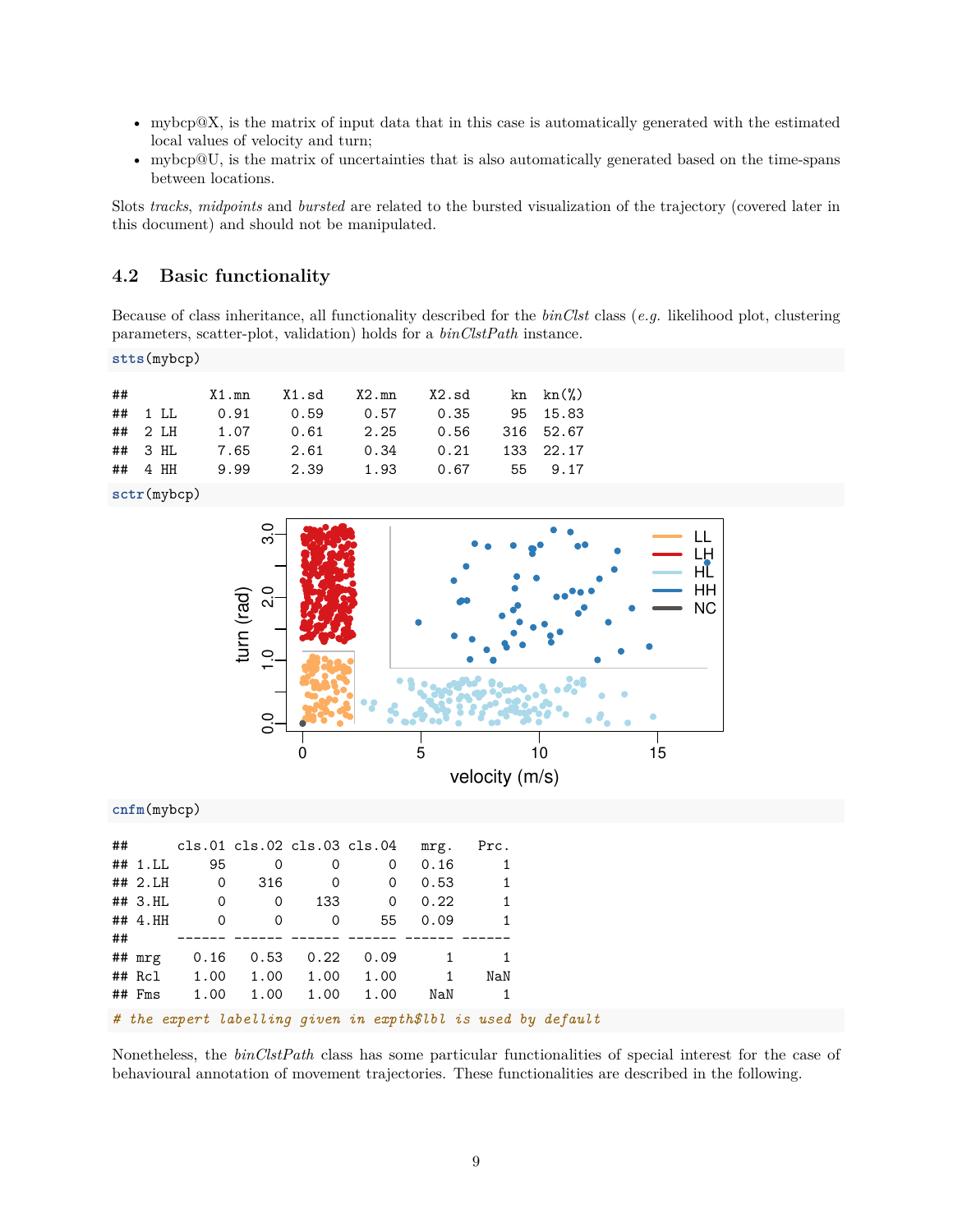- mybcp@X, is the matrix of input data that in this case is automatically generated with the estimated local values of velocity and turn;
- mybcp@U, is the matrix of uncertainties that is also automatically generated based on the time-spans between locations.

Slots *tracks*, *midpoints* and *bursted* are related to the bursted visualization of the trajectory (covered later in this document) and should not be manipulated.

### 4.2 Basic functionality

Because of class inheritance, all functionality described for the *binClst* class (*e.g.* likelihood plot, clustering parameters, scatter-plot, validation) holds for a *binClstPath* instance.

```
stts(mybcp)
```

```
##          X1.mn   X1.sd   X2.mn   X2.sd     kn  kn(%)
##  1 LL     0.91    0.59    0.57    0.35     95  15.83
##  2 LH     1.07    0.61    2.25    0.56    316  52.67
##  3 HL     7.65    2.61    0.34    0.21    133  22.17
##  4 HH     9.99    2.39    1.93    0.67     55   9.17
```

```
sctr(mybcp)
```

```
cnfm(mybcp)
```

```
##      cls.01 cls.02 cls.03 cls.04   mrg.   Prc.
## 1.LL     95      0      0      0   0.16      1
## 2.LH      0    316      0      0   0.53      1
## 3.HL      0      0    133      0   0.22      1
## 4.HH      0      0      0     55   0.09      1
##      ------ ------ ------ ------ ------ ------
## mrg    0.16   0.53   0.22   0.09      1      1
## Rcl    1.00   1.00   1.00   1.00      1    NaN
## Fms    1.00   1.00   1.00   1.00    NaN      1
# the expert labelling given in expth$lbl is used by default
```

Nonetheless, the *binClstPath* class has some particular functionalities of special interest for the case of behavioural annotation of movement trajectories. These functionalities are described in the following.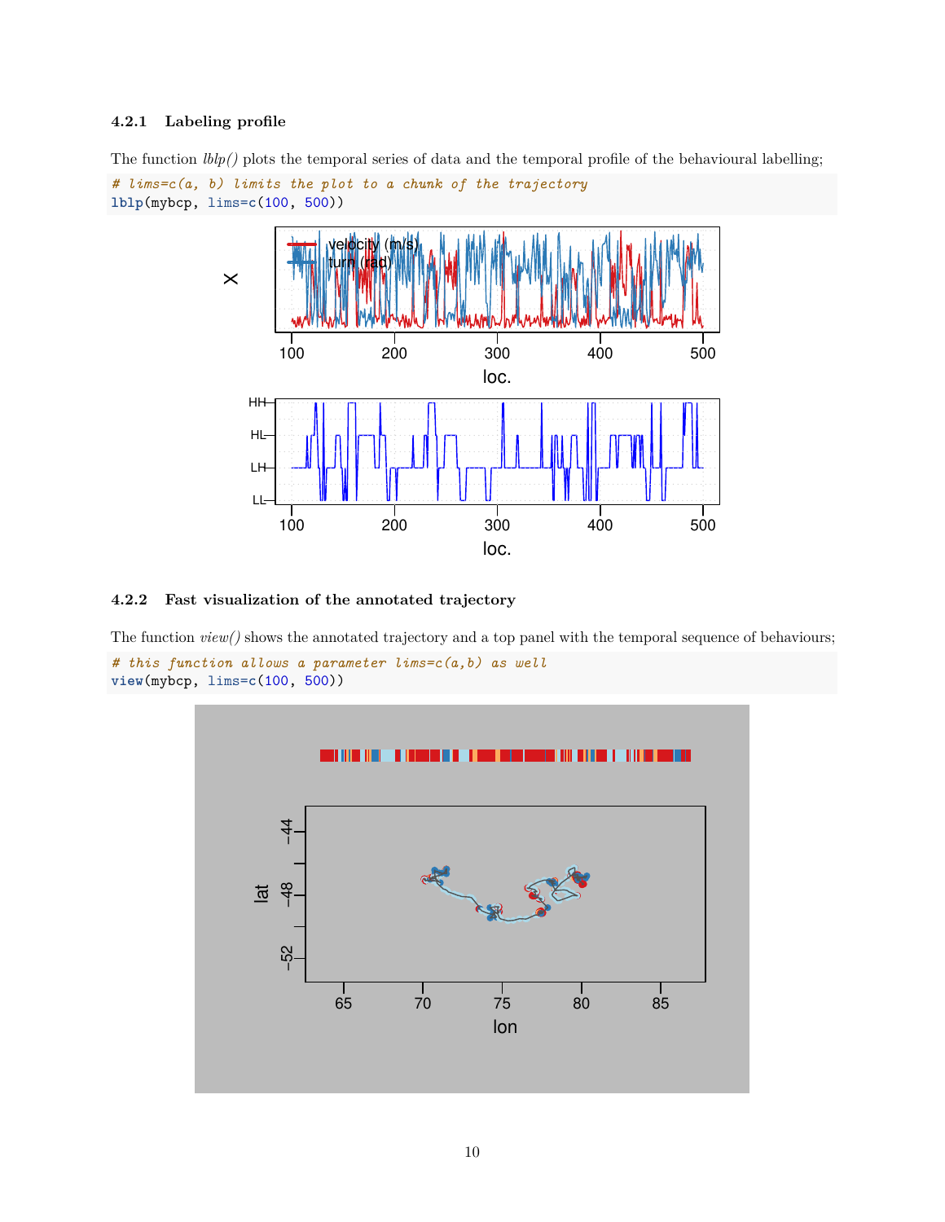### 4.2.1 Labeling profile

The function *lblp()* plots the temporal series of data and the temporal profile of the behavioural labelling;

```
# lims=c(a, b) limits the plot to a chunk of the trajectory
lblp(mybcp, lims=c(100, 500))
```

### 4.2.2 Fast visualization of the annotated trajectory

The function *view()* shows the annotated trajectory and a top panel with the temporal sequence of behaviours;

```
# this function allows a parameter lims=c(a,b) as well
view(mybcp, lims=c(100, 500))
```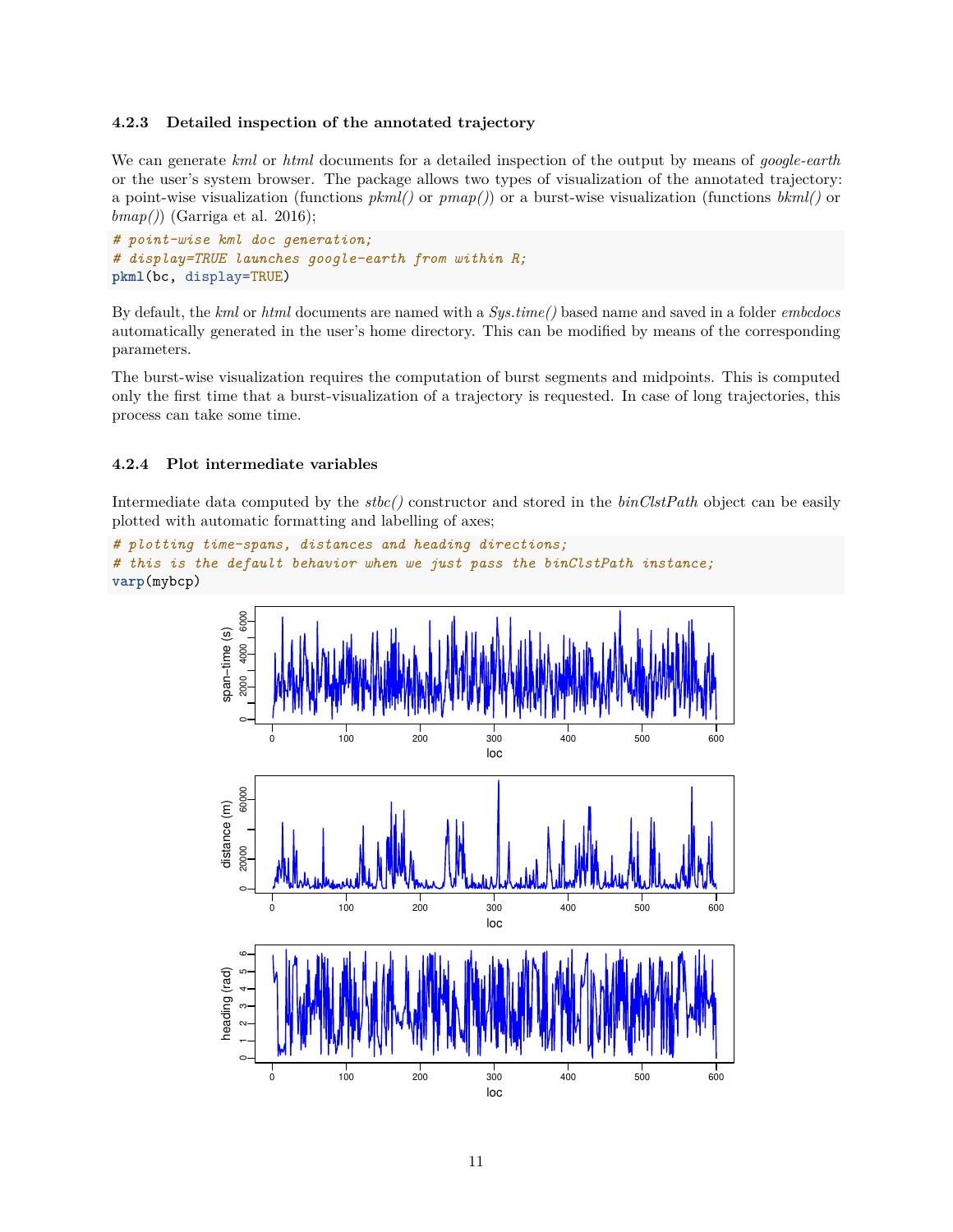### 4.2.3 Detailed inspection of the annotated trajectory

We can generate *kml* or *html* documents for a detailed inspection of the output by means of *google-earth* or the user's system browser. The package allows two types of visualization of the annotated trajectory: a point-wise visualization (functions *pkml()* or *pmap()*) or a burst-wise visualization (functions *bkml()* or *bmap()*) (Garriga et al. 2016);

```
# point-wise kml doc generation;
# display=TRUE launches google-earth from within R;
pkml(bc, display=TRUE)
```

By default, the *kml* or *html* documents are named with a *Sys.time()* based name and saved in a folder *embcdocs* automatically generated in the user's home directory. This can be modified by means of the corresponding parameters.

The burst-wise visualization requires the computation of burst segments and midpoints. This is computed only the first time that a burst-visualization of a trajectory is requested. In case of long trajectories, this process can take some time.

### 4.2.4 Plot intermediate variables

Intermediate data computed by the *stbc()* constructor and stored in the *binClstPath* object can be easily plotted with automatic formatting and labelling of axes;

```
# plotting time-spans, distances and heading directions;
# this is the default behavior when we just pass the binClstPath instance;
varp(mybcp)
```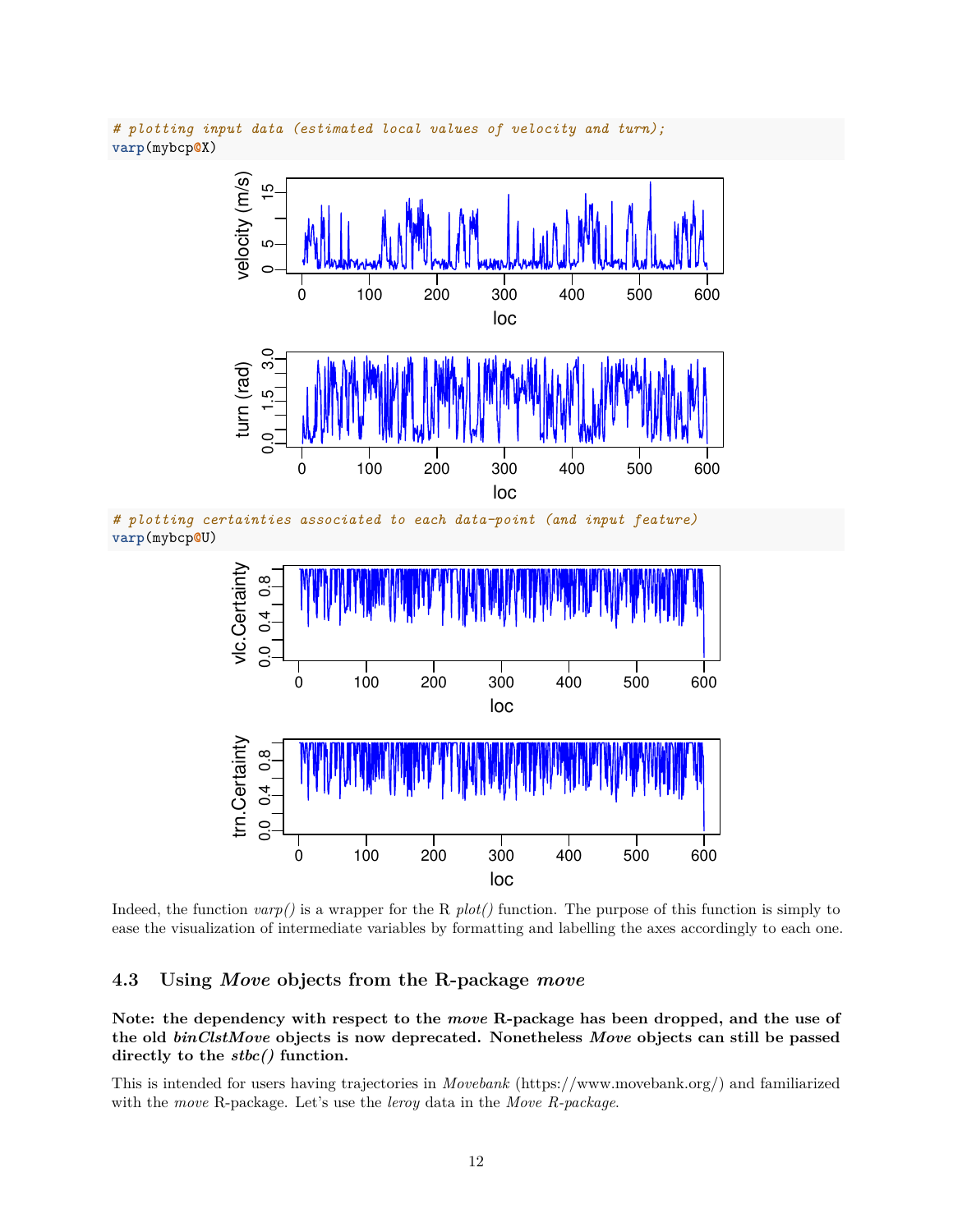```
# plotting input data (estimated local values of velocity and turn);
varp(mybcp@X)
```

```
# plotting certainties associated to each data-point (and input feature)
varp(mybcp@U)
```

Indeed, the function *varp()* is a wrapper for the R *plot()* function. The purpose of this function is simply to ease the visualization of intermediate variables by formatting and labelling the axes accordingly to each one.

### 4.3 Using *Move* objects from the R-package *move*

**Note: the dependency with respect to the *move* R-package has been dropped, and the use of the old *binClstMove* objects is now deprecated. Nonetheless *Move* objects can still be passed directly to the *stbc()* function.**

This is intended for users having trajectories in *Movebank* (https://www.movebank.org/) and familiarized with the *move* R-package. Let's use the *leroy* data in the *Move R-package*.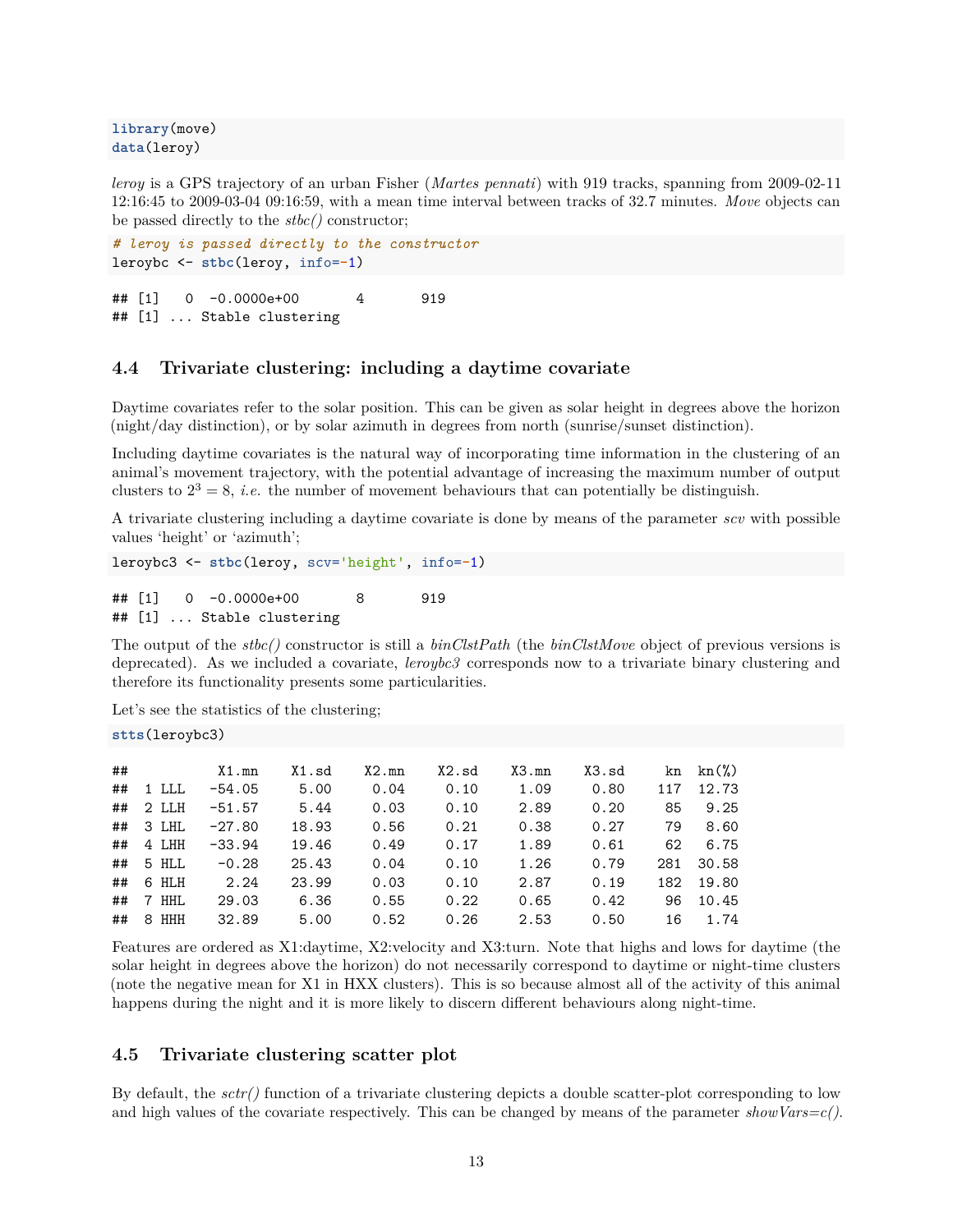```r
library(move)
data(leroy)
```

*leroy* is a GPS trajectory of an urban Fisher (*Martes pennati*) with 919 tracks, spanning from 2009-02-11 12:16:45 to 2009-03-04 09:16:59, with a mean time interval between tracks of 32.7 minutes. *Move* objects can be passed directly to the *stbc()* constructor;

```r
# leroy is passed directly to the constructor
leroybc <- stbc(leroy, info=-1)
```

```
## [1]   0  -0.0000e+00      4      919
## [1] ... Stable clustering
```

### 4.4 Trivariate clustering: including a daytime covariate

Daytime covariates refer to the solar position. This can be given as solar height in degrees above the horizon (night/day distinction), or by solar azimuth in degrees from north (sunrise/sunset distinction).

Including daytime covariates is the natural way of incorporating time information in the clustering of an animal's movement trajectory, with the potential advantage of increasing the maximum number of output clusters to $2^3 = 8$, *i.e.* the number of movement behaviours that can potentially be distinguish.

A trivariate clustering including a daytime covariate is done by means of the parameter *scv* with possible values 'height' or 'azimuth';

```r
leroybc3 <- stbc(leroy, scv='height', info=-1)
```

```
## [1]   0  -0.0000e+00      8      919
## [1] ... Stable clustering
```

The output of the *stbc()* constructor is still a *binClstPath* (the *binClstMove* object of previous versions is deprecated). As we included a covariate, *leroybc3* corresponds now to a trivariate binary clustering and therefore its functionality presents some particularities.

Let's see the statistics of the clustering;

```r
stts(leroybc3)
```

```
##           X1.mn   X1.sd   X2.mn   X2.sd   X3.mn   X3.sd    kn  kn(%)
##   1 LLL  -54.05    5.00    0.04    0.10    1.09    0.80   117  12.73
##   2 LLH  -51.57    5.44    0.03    0.10    2.89    0.20    85   9.25
##   3 LHL  -27.80   18.93    0.56    0.21    0.38    0.27    79   8.60
##   4 LHH  -33.94   19.46    0.49    0.17    1.89    0.61    62   6.75
##   5 HLL   -0.28   25.43    0.04    0.10    1.26    0.79   281  30.58
##   6 HLH    2.24   23.99    0.03    0.10    2.87    0.19   182  19.80
##   7 HHL   29.03    6.36    0.55    0.22    0.65    0.42    96  10.45
##   8 HHH   32.89    5.00    0.52    0.26    2.53    0.50    16   1.74
```

Features are ordered as X1:daytime, X2:velocity and X3:turn. Note that highs and lows for daytime (the solar height in degrees above the horizon) do not necessarily correspond to daytime or night-time clusters (note the negative mean for X1 in HXX clusters). This is so because almost all of the activity of this animal happens during the night and it is more likely to discern different behaviours along night-time.

### 4.5 Trivariate clustering scatter plot

By default, the *sctr()* function of a trivariate clustering depicts a double scatter-plot corresponding to low and high values of the covariate respectively. This can be changed by means of the parameter *showVars=c()*.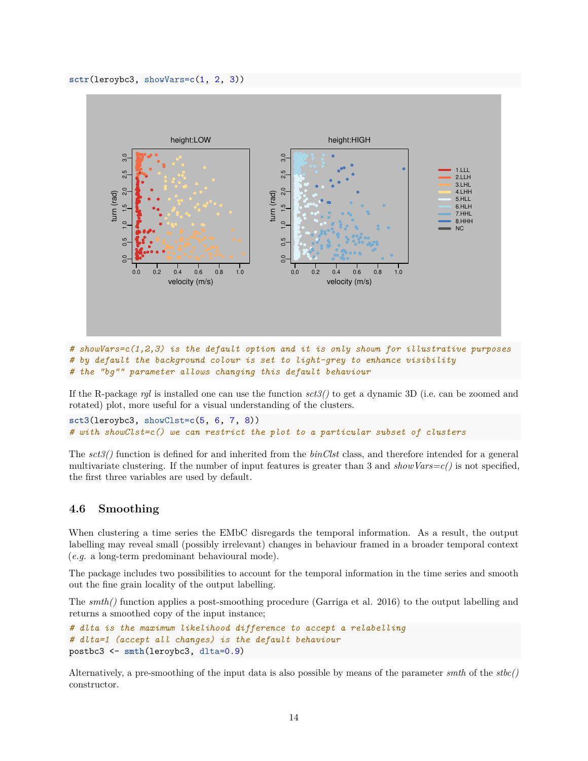```
sctr(leroybc3, showVars=c(1, 2, 3))
```

```
# showVars=c(1,2,3) is the default option and it is only shown for illustrative purposes
# by default the background colour is set to light-grey to enhance visibility
# the "bg"" parameter allows changing this default behaviour
```

If the R-package *rgl* is installed one can use the function *sct3()* to get a dynamic 3D (i.e. can be zoomed and rotated) plot, more useful for a visual understanding of the clusters.

```
sct3(leroybc3, showClst=c(5, 6, 7, 8))
# with showClst=c() we can restrict the plot to a particular subset of clusters
```

The *sct3()* function is defined for and inherited from the *binClst* class, and therefore intended for a general multivariate clustering. If the number of input features is greater than 3 and *showVars=c()* is not specified, the first three variables are used by default.

### 4.6 Smoothing

When clustering a time series the EMbC disregards the temporal information. As a result, the output labelling may reveal small (possibly irrelevant) changes in behaviour framed in a broader temporal context (*e.g.* a long-term predominant behavioural mode).

The package includes two possibilities to account for the temporal information in the time series and smooth out the fine grain locality of the output labelling.

The *smth()* function applies a post-smoothing procedure (Garriga et al. 2016) to the output labelling and returns a smoothed copy of the input instance;

```
# dlta is the maximum likelihood difference to accept a relabelling
# dlta=1 (accept all changes) is the default behaviour
postbc3 <- smth(leroybc3, dlta=0.9)
```

Alternatively, a pre-smoothing of the input data is also possible by means of the parameter *smth* of the *stbc()* constructor.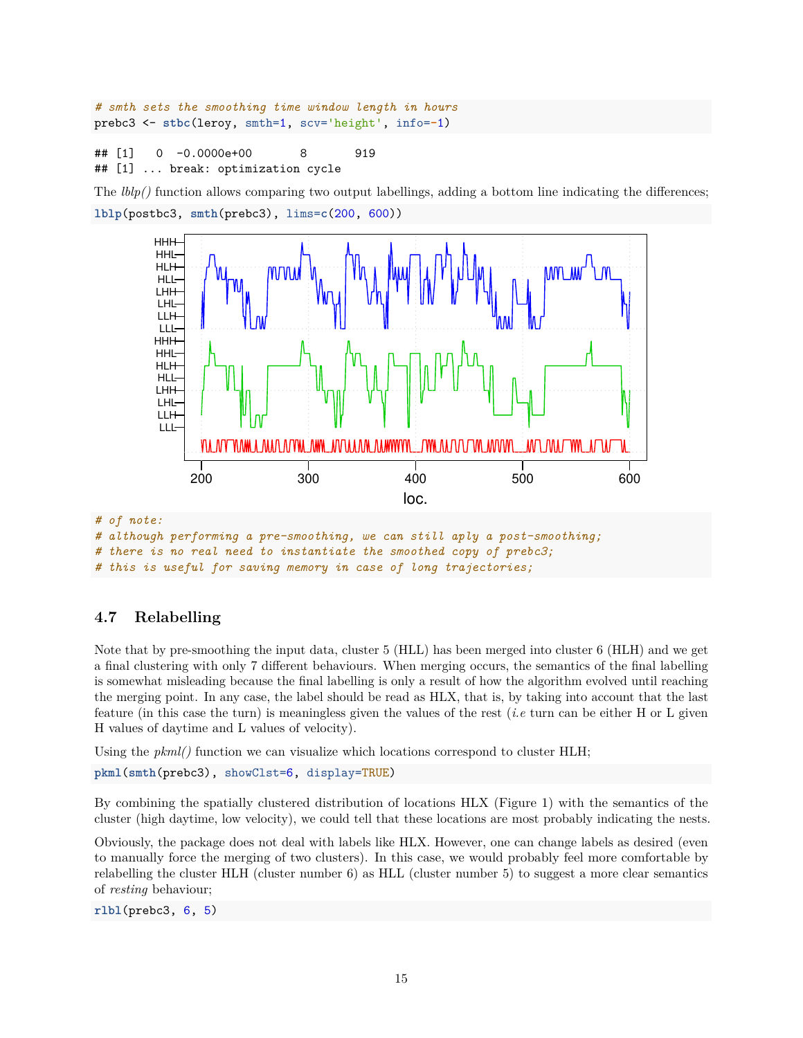```
# smth sets the smoothing time window length in hours
prebc3 <- stbc(leroy, smth=1, scv='height', info=-1)
```

```
## [1]   0  -0.0000e+00        8       919
## [1] ... break: optimization cycle
```

The *lblp()* function allows comparing two output labellings, adding a bottom line indicating the differences;

```
lblp(postbc3, smth(prebc3), lims=c(200, 600))
```

```
# of note:
# although performing a pre-smoothing, we can still aply a post-smoothing;
# there is no real need to instantiate the smoothed copy of prebc3;
# this is useful for saving memory in case of long trajectories;
```

### 4.7 Relabelling

Note that by pre-smoothing the input data, cluster 5 (HLL) has been merged into cluster 6 (HLH) and we get a final clustering with only 7 different behaviours. When merging occurs, the semantics of the final labelling is somewhat misleading because the final labelling is only a result of how the algorithm evolved until reaching the merging point. In any case, the label should be read as HLX, that is, by taking into account that the last feature (in this case the turn) is meaningless given the values of the rest (*i.e* turn can be either H or L given H values of daytime and L values of velocity).

Using the *pkml()* function we can visualize which locations correspond to cluster HLH;

```
pkml(smth(prebc3), showClst=6, display=TRUE)
```

By combining the spatially clustered distribution of locations HLX (Figure 1) with the semantics of the cluster (high daytime, low velocity), we could tell that these locations are most probably indicating the nests.

Obviously, the package does not deal with labels like HLX. However, one can change labels as desired (even to manually force the merging of two clusters). In this case, we would probably feel more comfortable by relabelling the cluster HLH (cluster number 6) as HLL (cluster number 5) to suggest a more clear semantics of *resting* behaviour;

```
rlbl(prebc3, 6, 5)
```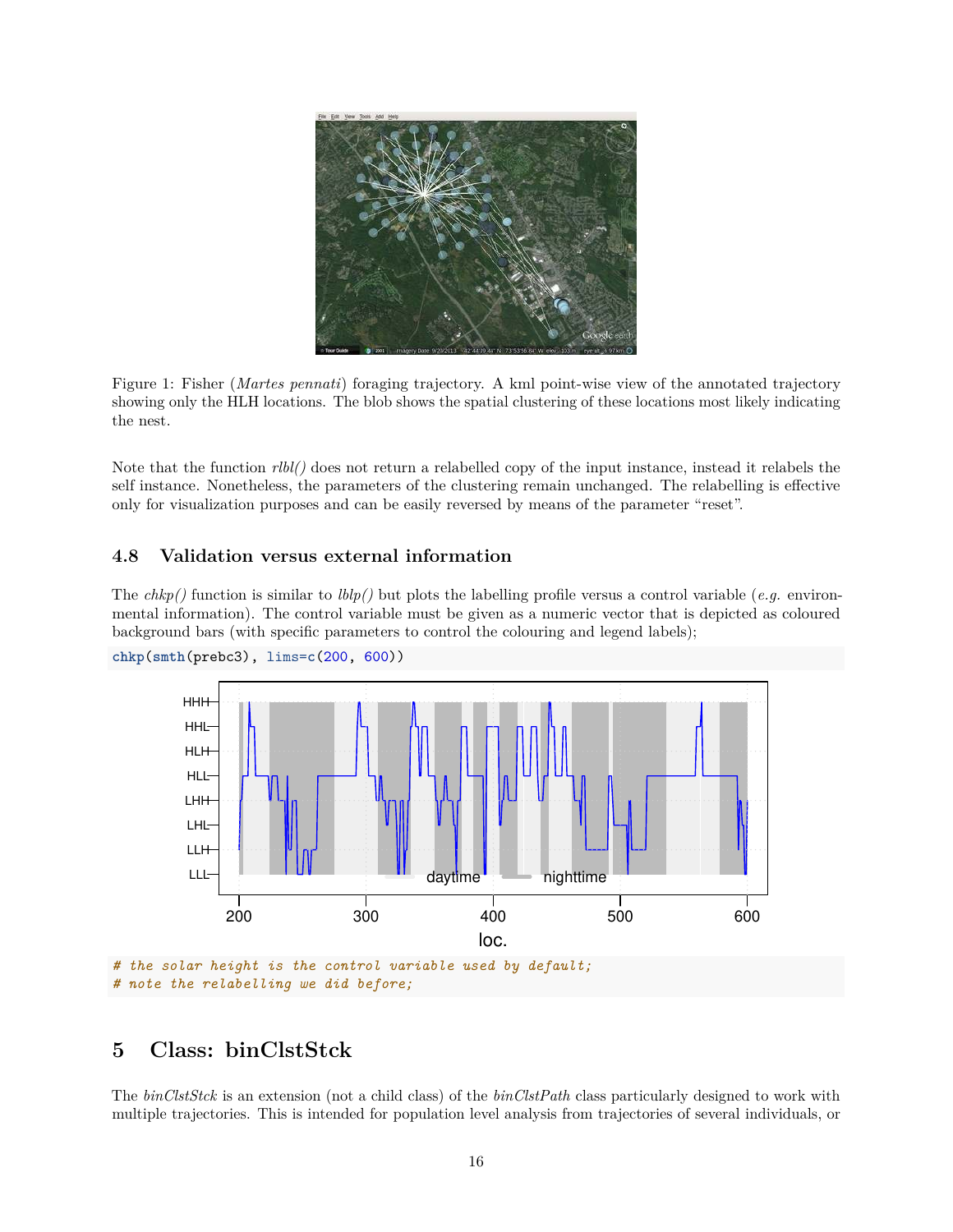Figure 1: Fisher (*Martes pennati*) foraging trajectory. A kml point-wise view of the annotated trajectory showing only the HLH locations. The blob shows the spatial clustering of these locations most likely indicating the nest.

Note that the function *rlbl()* does not return a relabelled copy of the input instance, instead it relabels the self instance. Nonetheless, the parameters of the clustering remain unchanged. The relabelling is effective only for visualization purposes and can be easily reversed by means of the parameter "reset".

### 4.8 Validation versus external information

The *chkp()* function is similar to *lblp()* but plots the labelling profile versus a control variable (*e.g.* environmental information). The control variable must be given as a numeric vector that is depicted as coloured background bars (with specific parameters to control the colouring and legend labels);

```
chkp(smth(prebc3), lims=c(200, 600))
```

```
# the solar height is the control variable used by default;
# note the relabelling we did before;
```

## 5 Class: binClstStck

The *binClstStck* is an extension (not a child class) of the *binClstPath* class particularly designed to work with multiple trajectories. This is intended for population level analysis from trajectories of several individuals, or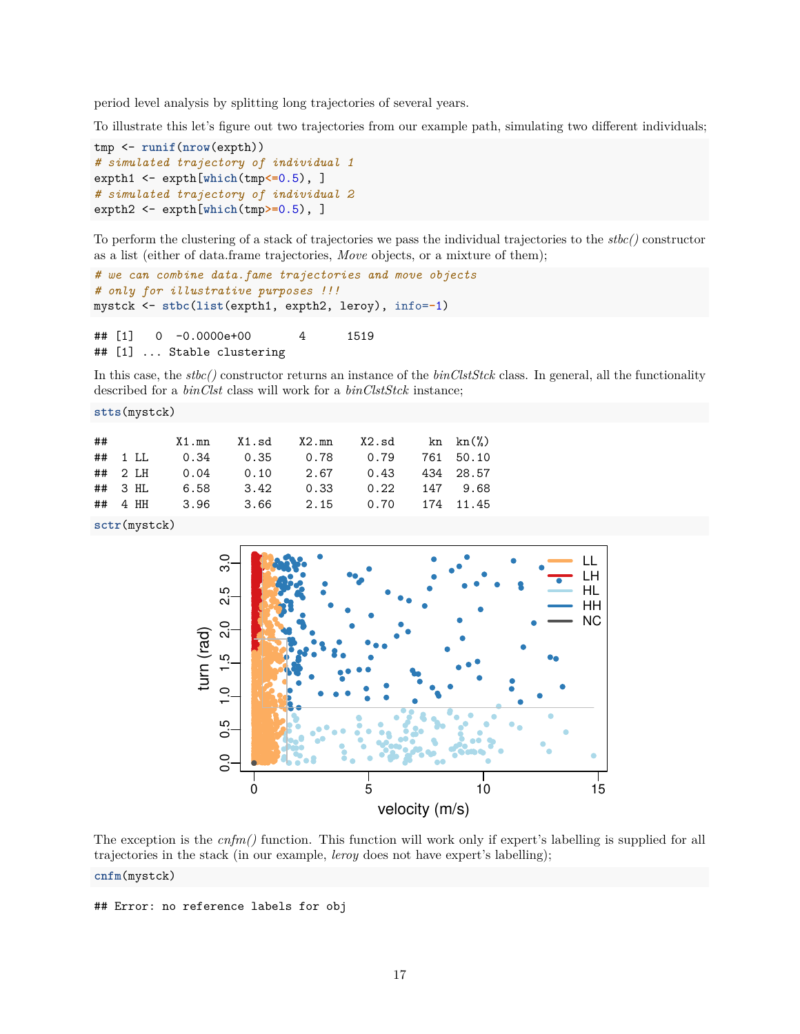period level analysis by splitting long trajectories of several years.

To illustrate this let's figure out two trajectories from our example path, simulating two different individuals;

```
tmp <- runif(nrow(expth))
# simulated trajectory of individual 1
expth1 <- expth[which(tmp<=0.5), ]
# simulated trajectory of individual 2
expth2 <- expth[which(tmp>=0.5), ]
```

To perform the clustering of a stack of trajectories we pass the individual trajectories to the *stbc()* constructor as a list (either of data.frame trajectories, *Move* objects, or a mixture of them);

```
# we can combine data.fame trajectories and move objects
# only for illustrative purposes !!!
mystck <- stbc(list(expth1, expth2, leroy), info=-1)
```

```
## [1]   0  -0.0000e+00       4      1519
## [1] ... Stable clustering
```

In this case, the *stbc()* constructor returns an instance of the *binClstStck* class. In general, all the functionality described for a *binClst* class will work for a *binClstStck* instance;

```
stts(mystck)
```

```
##          X1.mn    X1.sd    X2.mn    X2.sd     kn   kn(%)
##  1 LL     0.34     0.35     0.78     0.79    761   50.10
##  2 LH     0.04     0.10     2.67     0.43    434   28.57
##  3 HL     6.58     3.42     0.33     0.22    147    9.68
##  4 HH     3.96     3.66     2.15     0.70    174   11.45
```

```
sctr(mystck)
```

The exception is the *cnfm()* function. This function will work only if expert's labelling is supplied for all trajectories in the stack (in our example, *leroy* does not have expert's labelling);

```
cnfm(mystck)
```

```
## Error: no reference labels for obj
```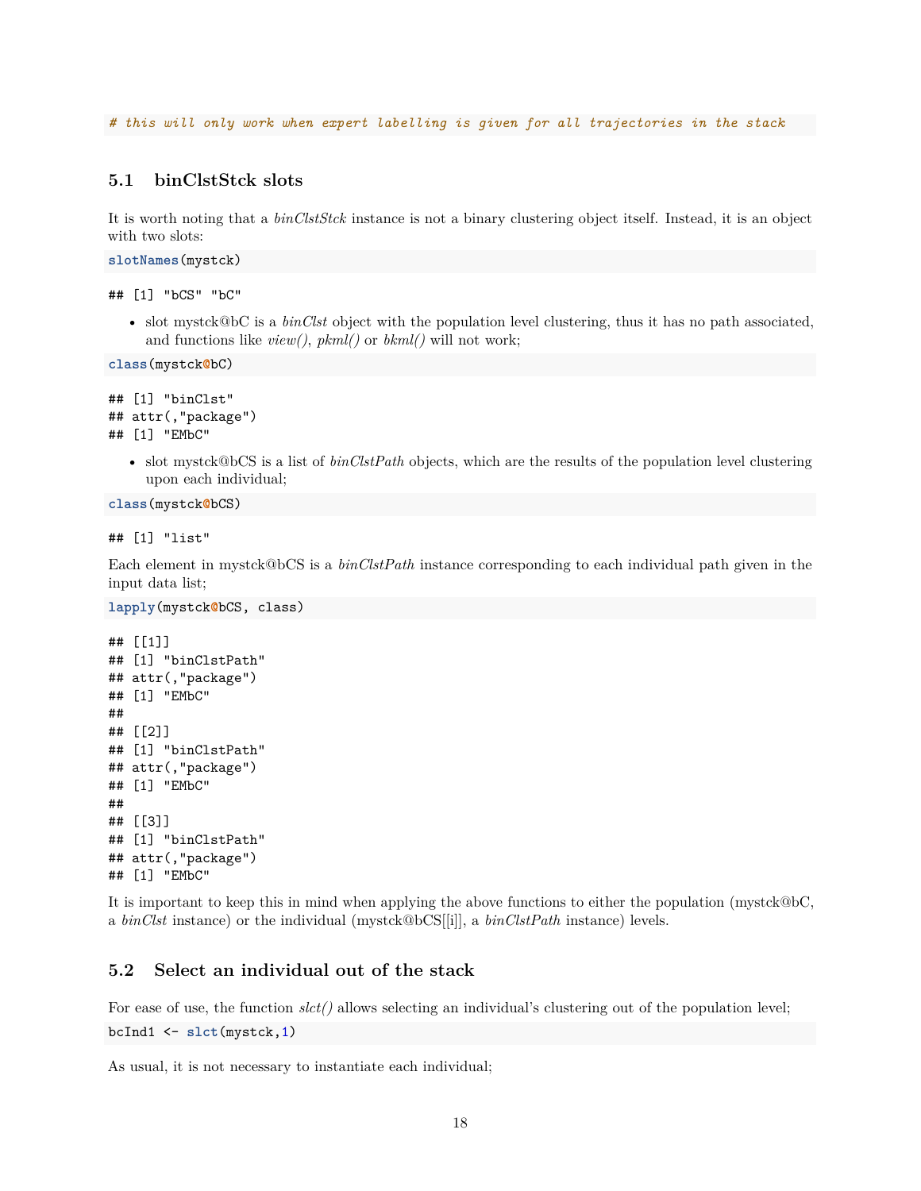```
# this will only work when expert labelling is given for all trajectories in the stack
```

### 5.1 binClstStck slots

It is worth noting that a *binClstStck* instance is not a binary clustering object itself. Instead, it is an object with two slots:

```
slotNames(mystck)
```

```
## [1] "bCS" "bC"
```

- slot mystck@bC is a *binClst* object with the population level clustering, thus it has no path associated, and functions like *view()*, *pkml()* or *bkml()* will not work;

```
class(mystck@bC)
```

```
## [1] "binClst"
## attr(,"package")
## [1] "EMbC"
```

- slot mystck@bCS is a list of *binClstPath* objects, which are the results of the population level clustering upon each individual;

```
class(mystck@bCS)
```

```
## [1] "list"
```

Each element in mystck@bCS is a *binClstPath* instance corresponding to each individual path given in the input data list;

```
lapply(mystck@bCS, class)
```

```
## [[1]]
## [1] "binClstPath"
## attr(,"package")
## [1] "EMbC"
##
## [[2]]
## [1] "binClstPath"
## attr(,"package")
## [1] "EMbC"
##
## [[3]]
## [1] "binClstPath"
## attr(,"package")
## [1] "EMbC"
```

It is important to keep this in mind when applying the above functions to either the population (mystck@bC, a *binClst* instance) or the individual (mystck@bCS[[i]], a *binClstPath* instance) levels.

### 5.2 Select an individual out of the stack

For ease of use, the function *slct()* allows selecting an individual's clustering out of the population level;

```
bcInd1 <- slct(mystck,1)
```

As usual, it is not necessary to instantiate each individual;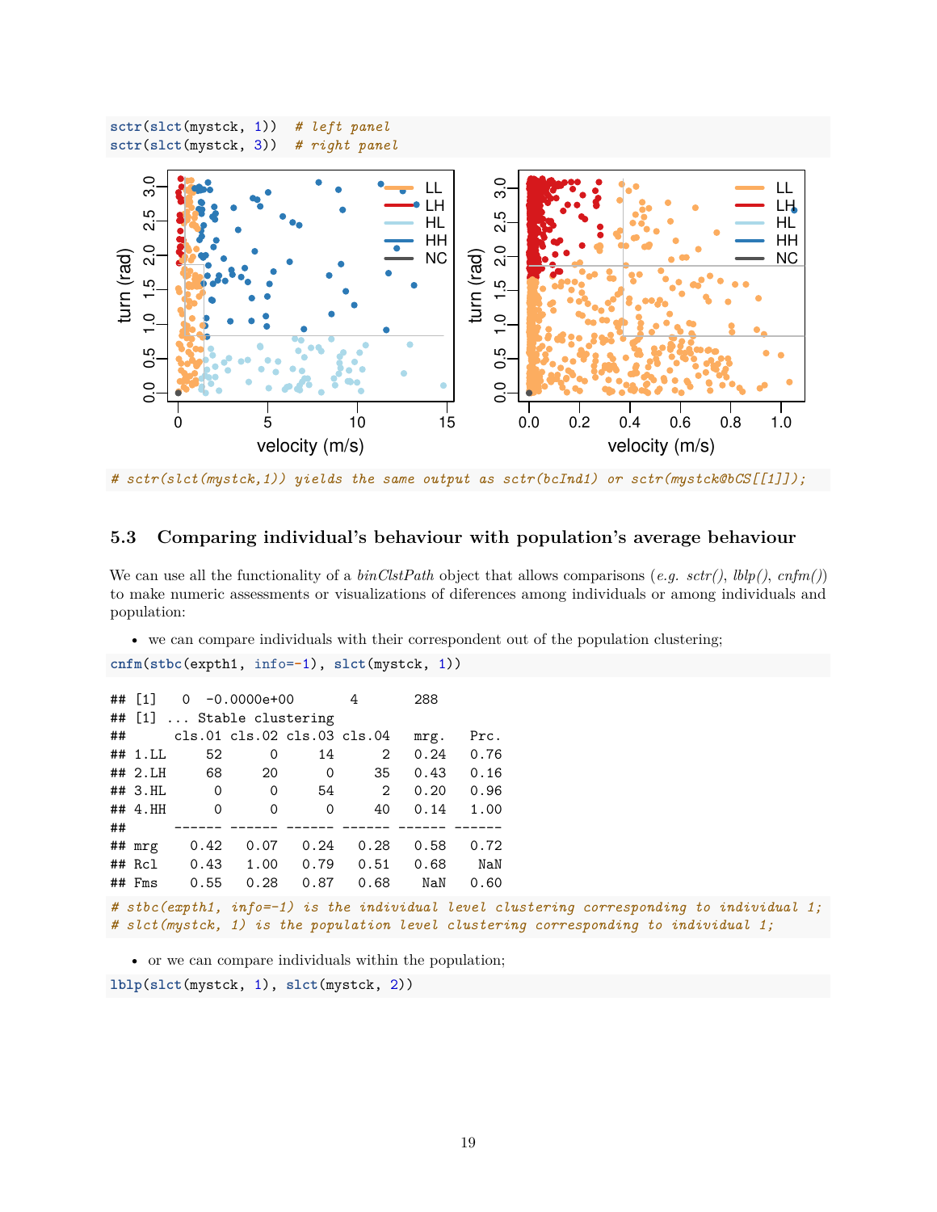```r
sctr(slct(mystck, 1))  # left panel
sctr(slct(mystck, 3))  # right panel
```

```r
# sctr(slct(mystck,1)) yields the same output as sctr(bcInd1) or sctr(mystck@bCS[[1]]);
```

### 5.3 Comparing individual's behaviour with population's average behaviour

We can use all the functionality of a *binClstPath* object that allows comparisons (*e.g. sctr()*, *lblp()*, *cnfm()*) to make numeric assessments or visualizations of diferences among individuals or among individuals and population:

- we can compare individuals with their correspondent out of the population clustering;

```r
cnfm(stbc(expth1, info=-1), slct(mystck, 1))
```

```
## [1]   0  -0.0000e+00       4       288
## [1] ... Stable clustering
##      cls.01 cls.02 cls.03 cls.04   mrg.   Prc.
## 1.LL     52      0     14      2   0.24   0.76
## 2.LH     68     20      0     35   0.43   0.16
## 3.HL      0      0     54      2   0.20   0.96
## 4.HH      0      0      0     40   0.14   1.00
##      ------ ------ ------ ------ ------ ------
## mrg    0.42   0.07   0.24   0.28   0.58   0.72
## Rcl    0.43   1.00   0.79   0.51   0.68    NaN
## Fms    0.55   0.28   0.87   0.68    NaN   0.60
```

```r
# stbc(expth1, info=-1) is the individual level clustering corresponding to individual 1;
# slct(mystck, 1) is the population level clustering corresponding to individual 1;
```

- or we can compare individuals within the population;

```r
lblp(slct(mystck, 1), slct(mystck, 2))
```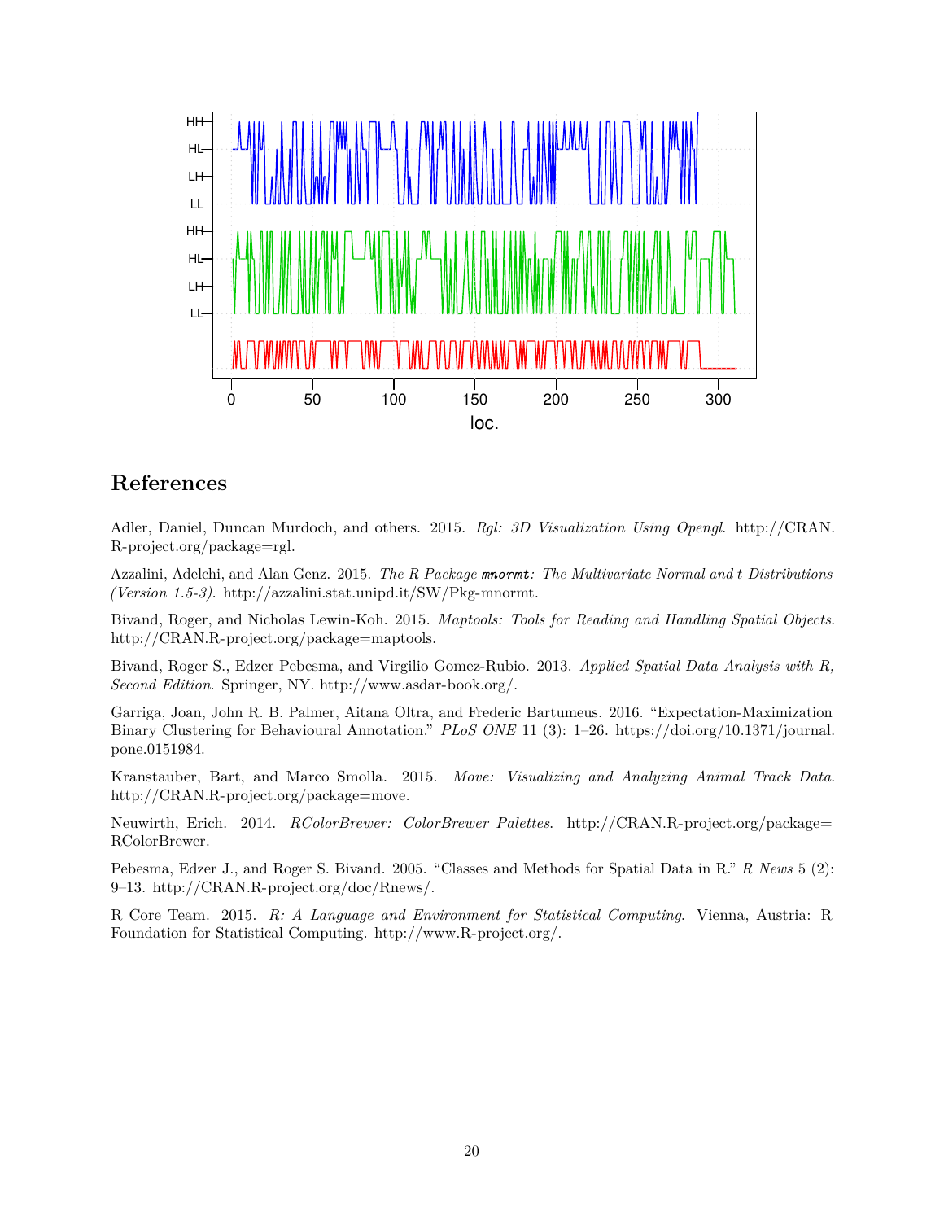HH
HL
LH
LL
HH
HL
LH
LL

0 50 100 150 200 250 300

loc.

# References

Adler, Daniel, Duncan Murdoch, and others. 2015. *Rgl: 3D Visualization Using Opengl*. http://CRAN.R-project.org/package=rgl.

Azzalini, Adelchi, and Alan Genz. 2015. *The R Package `mnormt`: The Multivariate Normal and t Distributions (Version 1.5-3)*. http://azzalini.stat.unipd.it/SW/Pkg-mnormt.

Bivand, Roger, and Nicholas Lewin-Koh. 2015. *Maptools: Tools for Reading and Handling Spatial Objects*. http://CRAN.R-project.org/package=maptools.

Bivand, Roger S., Edzer Pebesma, and Virgilio Gomez-Rubio. 2013. *Applied Spatial Data Analysis with R, Second Edition*. Springer, NY. http://www.asdar-book.org/.

Garriga, Joan, John R. B. Palmer, Aitana Oltra, and Frederic Bartumeus. 2016. "Expectation-Maximization Binary Clustering for Behavioural Annotation." *PLoS ONE* 11 (3): 1–26. https://doi.org/10.1371/journal.pone.0151984.

Kranstauber, Bart, and Marco Smolla. 2015. *Move: Visualizing and Analyzing Animal Track Data*. http://CRAN.R-project.org/package=move.

Neuwirth, Erich. 2014. *RColorBrewer: ColorBrewer Palettes*. http://CRAN.R-project.org/package=RColorBrewer.

Pebesma, Edzer J., and Roger S. Bivand. 2005. "Classes and Methods for Spatial Data in R." *R News* 5 (2): 9–13. http://CRAN.R-project.org/doc/Rnews/.

R Core Team. 2015. *R: A Language and Environment for Statistical Computing*. Vienna, Austria: R Foundation for Statistical Computing. http://www.R-project.org/.